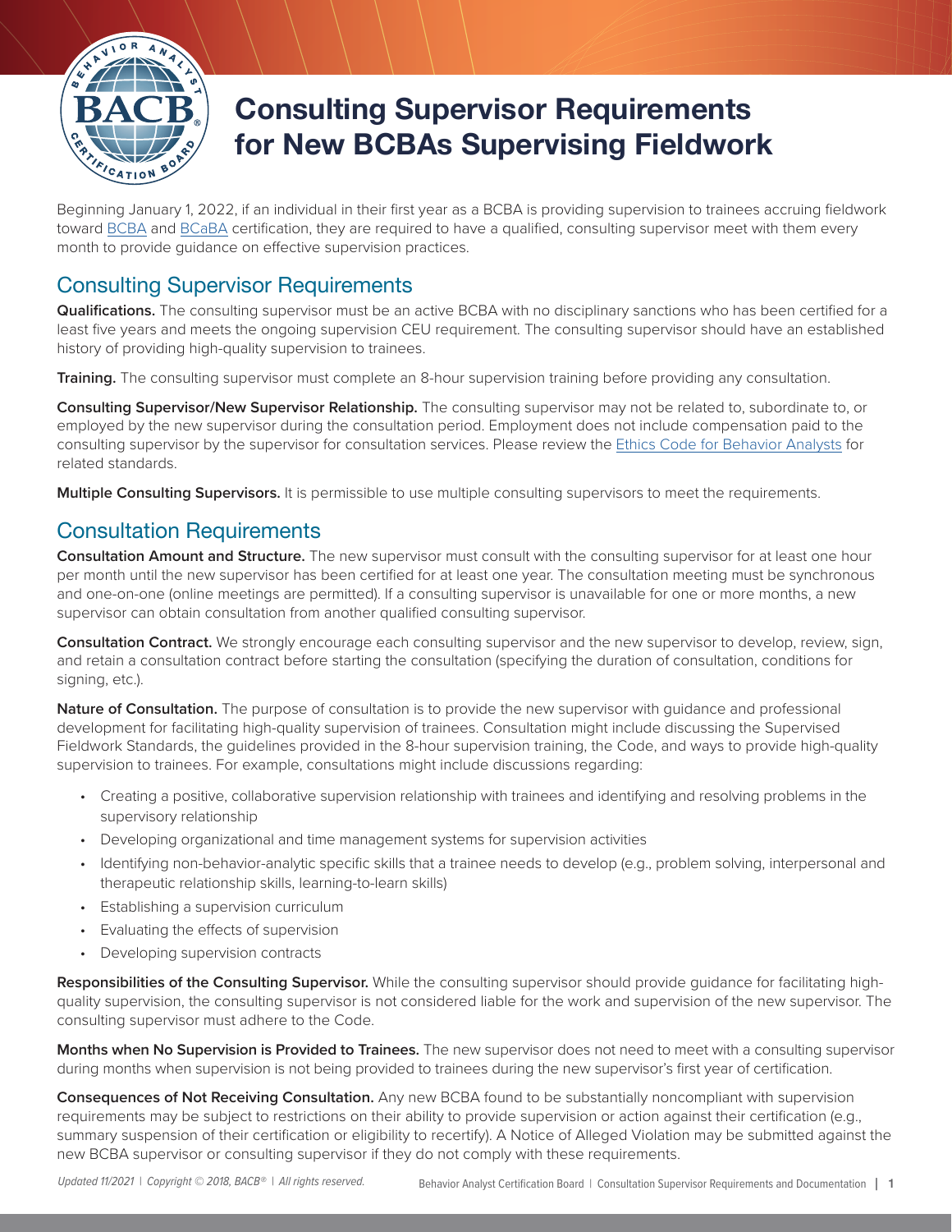# Consulting Supervisor Requirements for New BCBAs Supervising Fieldwork

Beginning January 1, 2022, if an individual in their first year as a BCBA is providing supervision to trainees accruing fieldwork toward BCBA and BCaBA certification, they are required to have a qualified, consulting supervisor meet with them every month to provide guidance on effective supervision practices.

## Consulting Supervisor Requirements

**Qualifications.** The consulting supervisor must be an active BCBA with no disciplinary sanctions who has been certified for a least five years and meets the ongoing supervision CEU requirement. The consulting supervisor should have an established history of providing high-quality supervision to trainees.

**Training.** The consulting supervisor must complete an 8-hour supervision training before providing any consultation.

**Consulting Supervisor/New Supervisor Relationship.** The consulting supervisor may not be related to, subordinate to, or employed by the new supervisor during the consultation period. Employment does not include compensation paid to the consulting supervisor by the supervisor for consultation services. Please review the Ethics Code for Behavior Analysts for related standards.

**Multiple Consulting Supervisors.** It is permissible to use multiple consulting supervisors to meet the requirements.

## Consultation Requirements

**Consultation Amount and Structure.** The new supervisor must consult with the consulting supervisor for at least one hour per month until the new supervisor has been certified for at least one year. The consultation meeting must be synchronous and one-on-one (online meetings are permitted). If a consulting supervisor is unavailable for one or more months, a new supervisor can obtain consultation from another qualified consulting supervisor.

**Consultation Contract.** We strongly encourage each consulting supervisor and the new supervisor to develop, review, sign, and retain a consultation contract before starting the consultation (specifying the duration of consultation, conditions for signing, etc.).

**Nature of Consultation.** The purpose of consultation is to provide the new supervisor with guidance and professional development for facilitating high-quality supervision of trainees. Consultation might include discussing the Supervised Fieldwork Standards, the guidelines provided in the 8-hour supervision training, the Code, and ways to provide high-quality supervision to trainees. For example, consultations might include discussions regarding:

- Creating a positive, collaborative supervision relationship with trainees and identifying and resolving problems in the supervisory relationship
- Developing organizational and time management systems for supervision activities
- Identifying non-behavior-analytic specific skills that a trainee needs to develop (e.g., problem solving, interpersonal and therapeutic relationship skills, learning-to-learn skills)
- Establishing a supervision curriculum
- Evaluating the effects of supervision
- Developing supervision contracts

**Responsibilities of the Consulting Supervisor.** While the consulting supervisor should provide guidance for facilitating high-quality supervision, the consulting supervisor is not considered liable for the work and supervision of the new supervisor. The consulting supervisor must adhere to the Code.

**Months when No Supervision is Provided to Trainees.** The new supervisor does not need to meet with a consulting supervisor during months when supervision is not being provided to trainees during the new supervisor's first year of certification.

**Consequences of Not Receiving Consultation.** Any new BCBA found to be substantially noncompliant with supervision requirements may be subject to restrictions on their ability to provide supervision or action against their certification (e.g., summary suspension of their certification or eligibility to recertify). A Notice of Alleged Violation may be submitted against the new BCBA supervisor or consulting supervisor if they do not comply with these requirements.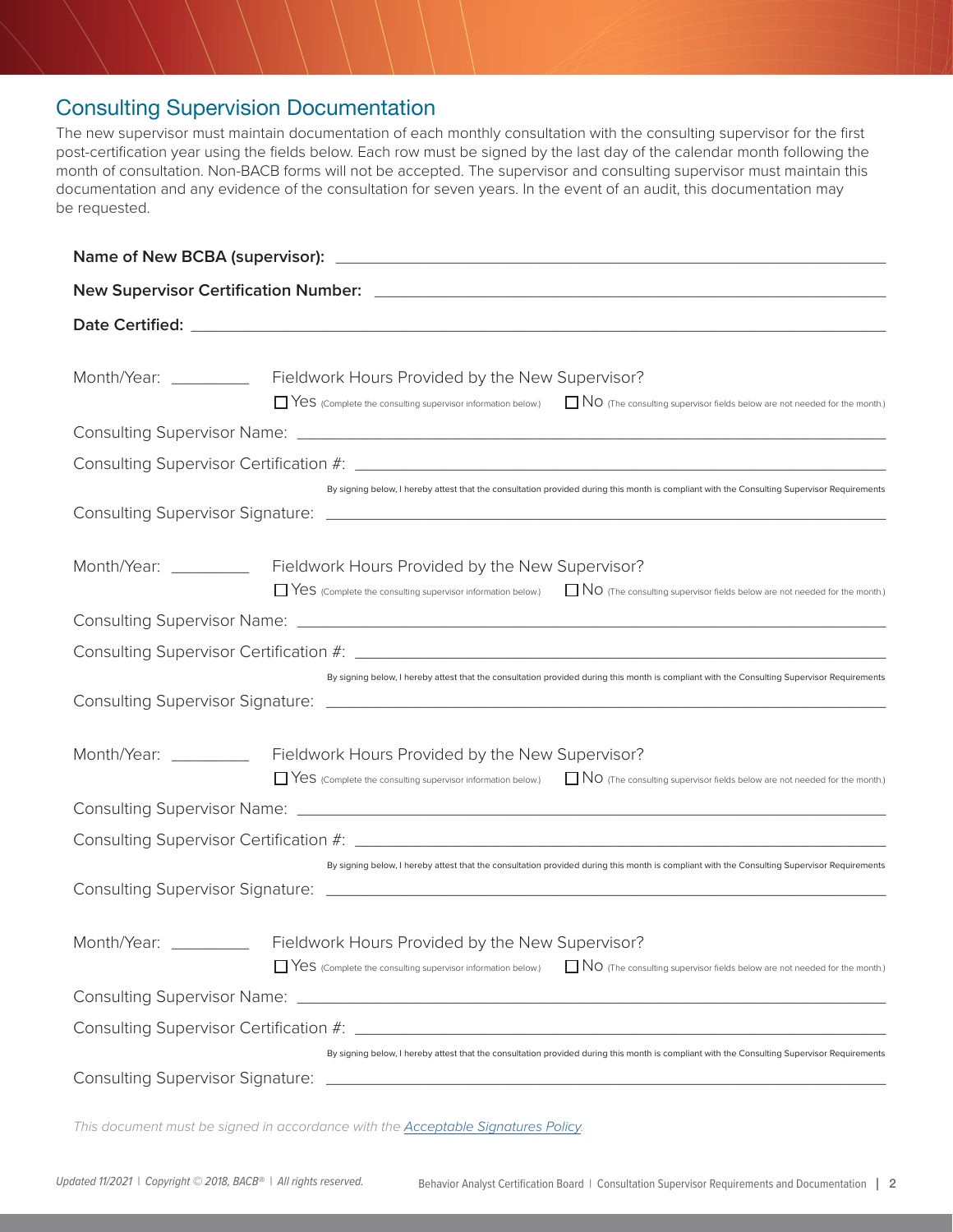## Consulting Supervision Documentation

The new supervisor must maintain documentation of each monthly consultation with the consulting supervisor for the first post-certification year using the fields below. Each row must be signed by the last day of the calendar month following the month of consultation. Non-BACB forms will not be accepted. The supervisor and consulting supervisor must maintain this documentation and any evidence of the consultation for seven years. In the event of an audit, this documentation may be requested.

**Name of New BCBA (supervisor):** ______________________________

**New Supervisor Certification Number:** ______________________________

**Date Certified:** ______________________________

Month/Year: __________ Fieldwork Hours Provided by the New Supervisor?

☐ Yes (Complete the consulting supervisor information below.) ☐ No (The consulting supervisor fields below are not needed for the month.)

Consulting Supervisor Name: ______________________________

Consulting Supervisor Certification #: ______________________________

By signing below, I hereby attest that the consultation provided during this month is compliant with the Consulting Supervisor Requirements

Consulting Supervisor Signature: ______________________________

Month/Year: __________ Fieldwork Hours Provided by the New Supervisor?

☐ Yes (Complete the consulting supervisor information below.) ☐ No (The consulting supervisor fields below are not needed for the month.)

Consulting Supervisor Name: ______________________________

Consulting Supervisor Certification #: ______________________________

By signing below, I hereby attest that the consultation provided during this month is compliant with the Consulting Supervisor Requirements

Consulting Supervisor Signature: ______________________________

Month/Year: __________ Fieldwork Hours Provided by the New Supervisor?

☐ Yes (Complete the consulting supervisor information below.) ☐ No (The consulting supervisor fields below are not needed for the month.)

Consulting Supervisor Name: ______________________________

Consulting Supervisor Certification #: ______________________________

By signing below, I hereby attest that the consultation provided during this month is compliant with the Consulting Supervisor Requirements

Consulting Supervisor Signature: ______________________________

Month/Year: __________ Fieldwork Hours Provided by the New Supervisor?

☐ Yes (Complete the consulting supervisor information below.) ☐ No (The consulting supervisor fields below are not needed for the month.)

Consulting Supervisor Name: ______________________________

Consulting Supervisor Certification #: ______________________________

By signing below, I hereby attest that the consultation provided during this month is compliant with the Consulting Supervisor Requirements

Consulting Supervisor Signature: ______________________________

*This document must be signed in accordance with the [Acceptable Signatures Policy](#).*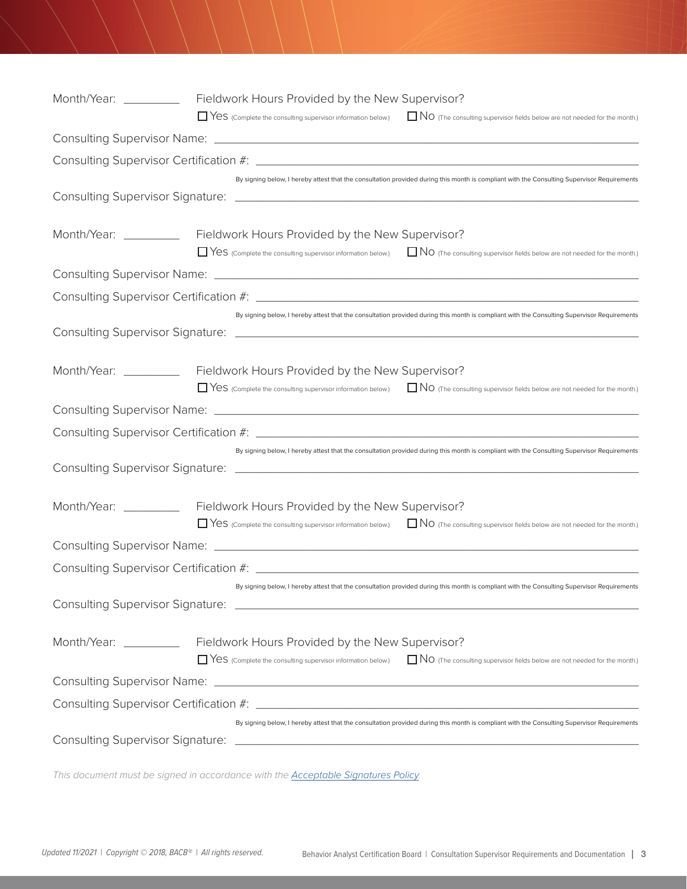Month/Year: _________ Fieldwork Hours Provided by the New Supervisor?

☐ Yes (Complete the consulting supervisor information below.) ☐ No (The consulting supervisor fields below are not needed for the month.)

Consulting Supervisor Name: ______________________________________________

Consulting Supervisor Certification #: ______________________________________

By signing below, I hereby attest that the consultation provided during this month is compliant with the Consulting Supervisor Requirements

Consulting Supervisor Signature: ___________________________________________

Month/Year: _________ Fieldwork Hours Provided by the New Supervisor?

☐ Yes (Complete the consulting supervisor information below.) ☐ No (The consulting supervisor fields below are not needed for the month.)

Consulting Supervisor Name: ______________________________________________

Consulting Supervisor Certification #: ______________________________________

By signing below, I hereby attest that the consultation provided during this month is compliant with the Consulting Supervisor Requirements

Consulting Supervisor Signature: ___________________________________________

Month/Year: _________ Fieldwork Hours Provided by the New Supervisor?

☐ Yes (Complete the consulting supervisor information below.) ☐ No (The consulting supervisor fields below are not needed for the month.)

Consulting Supervisor Name: ______________________________________________

Consulting Supervisor Certification #: ______________________________________

By signing below, I hereby attest that the consultation provided during this month is compliant with the Consulting Supervisor Requirements

Consulting Supervisor Signature: ___________________________________________

Month/Year: _________ Fieldwork Hours Provided by the New Supervisor?

☐ Yes (Complete the consulting supervisor information below.) ☐ No (The consulting supervisor fields below are not needed for the month.)

Consulting Supervisor Name: ______________________________________________

Consulting Supervisor Certification #: ______________________________________

By signing below, I hereby attest that the consultation provided during this month is compliant with the Consulting Supervisor Requirements

Consulting Supervisor Signature: ___________________________________________

Month/Year: _________ Fieldwork Hours Provided by the New Supervisor?

☐ Yes (Complete the consulting supervisor information below.) ☐ No (The consulting supervisor fields below are not needed for the month.)

Consulting Supervisor Name: ______________________________________________

Consulting Supervisor Certification #: ______________________________________

By signing below, I hereby attest that the consultation provided during this month is compliant with the Consulting Supervisor Requirements

Consulting Supervisor Signature: ___________________________________________

*This document must be signed in accordance with the Acceptable Signatures Policy.*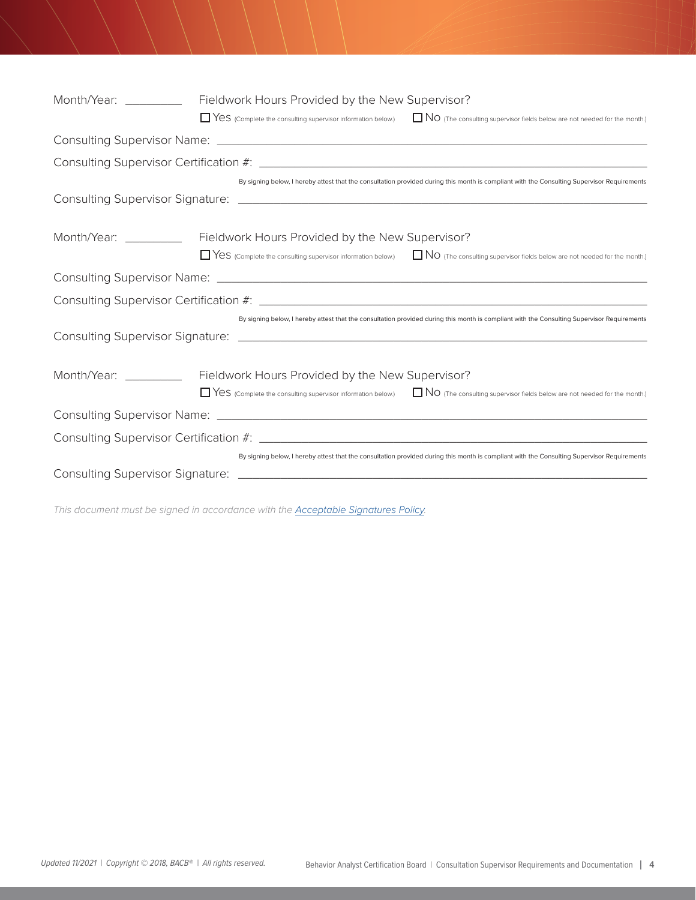Month/Year: __________ Fieldwork Hours Provided by the New Supervisor?

☐ Yes (Complete the consulting supervisor information below.) ☐ No (The consulting supervisor fields below are not needed for the month.)

Consulting Supervisor Name: ______________________________________________

Consulting Supervisor Certification #: ______________________________________________

By signing below, I hereby attest that the consultation provided during this month is compliant with the Consulting Supervisor Requirements

Consulting Supervisor Signature: ______________________________________________

Month/Year: __________ Fieldwork Hours Provided by the New Supervisor?

☐ Yes (Complete the consulting supervisor information below.) ☐ No (The consulting supervisor fields below are not needed for the month.)

Consulting Supervisor Name: ______________________________________________

Consulting Supervisor Certification #: ______________________________________________

By signing below, I hereby attest that the consultation provided during this month is compliant with the Consulting Supervisor Requirements

Consulting Supervisor Signature: ______________________________________________

Month/Year: __________ Fieldwork Hours Provided by the New Supervisor?

☐ Yes (Complete the consulting supervisor information below.) ☐ No (The consulting supervisor fields below are not needed for the month.)

Consulting Supervisor Name: ______________________________________________

Consulting Supervisor Certification #: ______________________________________________

By signing below, I hereby attest that the consultation provided during this month is compliant with the Consulting Supervisor Requirements

Consulting Supervisor Signature: ______________________________________________

*This document must be signed in accordance with the [Acceptable Signatures Policy](Acceptable Signatures Policy).*